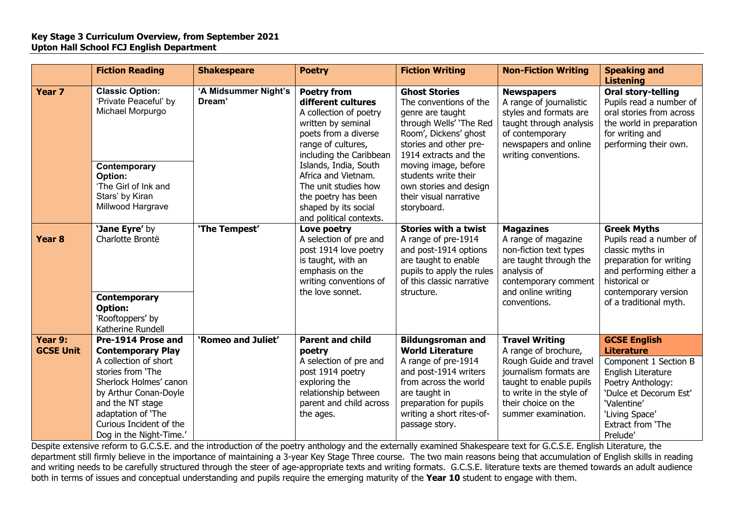**Key Stage 3 Curriculum Overview, from September 2021**
**Upton Hall School FCJ English Department**

| | Fiction Reading | Shakespeare | Poetry | Fiction Writing | Non-Fiction Writing | Speaking and Listening |
|---|---|---|---|---|---|---|
| **Year 7** | **Classic Option:** 'Private Peaceful' by Michael Morpurgo<br><br>**Contemporary Option:** 'The Girl of Ink and Stars' by Kiran Millwood Hargrave | **'A Midsummer Night's Dream'** | **Poetry from different cultures** A collection of poetry written by seminal poets from a diverse range of cultures, including the Caribbean Islands, India, South Africa and Vietnam. The unit studies how the poetry has been shaped by its social and political contexts. | **Ghost Stories** The conventions of the genre are taught through Wells' 'The Red Room', Dickens' ghost stories and other pre-1914 extracts and the moving image, before students write their own stories and design their visual narrative storyboard. | **Newspapers** A range of journalistic styles and formats are taught through analysis of contemporary newspapers and online writing conventions. | **Oral story-telling** Pupils read a number of oral stories from across the world in preparation for writing and performing their own. |
| **Year 8** | **'Jane Eyre'** by Charlotte Brontë<br><br>**Contemporary Option:** 'Rooftoppers' by Katherine Rundell | **'The Tempest'** | **Love poetry** A selection of pre and post 1914 love poetry is taught, with an emphasis on the writing conventions of the love sonnet. | **Stories with a twist** A range of pre-1914 and post-1914 options are taught to enable pupils to apply the rules of this classic narrative structure. | **Magazines** A range of magazine non-fiction text types are taught through the analysis of contemporary comment and online writing conventions. | **Greek Myths** Pupils read a number of classic myths in preparation for writing and performing either a historical or contemporary version of a traditional myth. |
| **Year 9: GCSE Unit** | **Pre-1914 Prose and Contemporary Play** A collection of short stories from 'The Sherlock Holmes' canon by Arthur Conan-Doyle and the NT stage adaptation of 'The Curious Incident of the Dog in the Night-Time.' | **'Romeo and Juliet'** | **Parent and child poetry** A selection of pre and post 1914 poetry exploring the relationship between parent and child across the ages. | **Bildungsroman and World Literature** A range of pre-1914 and post-1914 writers from across the world are taught in preparation for pupils writing a short rites-of-passage story. | **Travel Writing** A range of brochure, Rough Guide and travel journalism formats are taught to enable pupils to write in the style of their choice on the summer examination. | **GCSE English Literature** Component 1 Section B English Literature Poetry Anthology: 'Dulce et Decorum Est' 'Valentine' 'Living Space' Extract from 'The Prelude' |

Despite extensive reform to G.C.S.E. and the introduction of the poetry anthology and the externally examined Shakespeare text for G.C.S.E. English Literature, the department still firmly believe in the importance of maintaining a 3-year Key Stage Three course. The two main reasons being that accumulation of English skills in reading and writing needs to be carefully structured through the steer of age-appropriate texts and writing formats. G.C.S.E. literature texts are themed towards an adult audience both in terms of issues and conceptual understanding and pupils require the emerging maturity of the **Year 10** student to engage with them.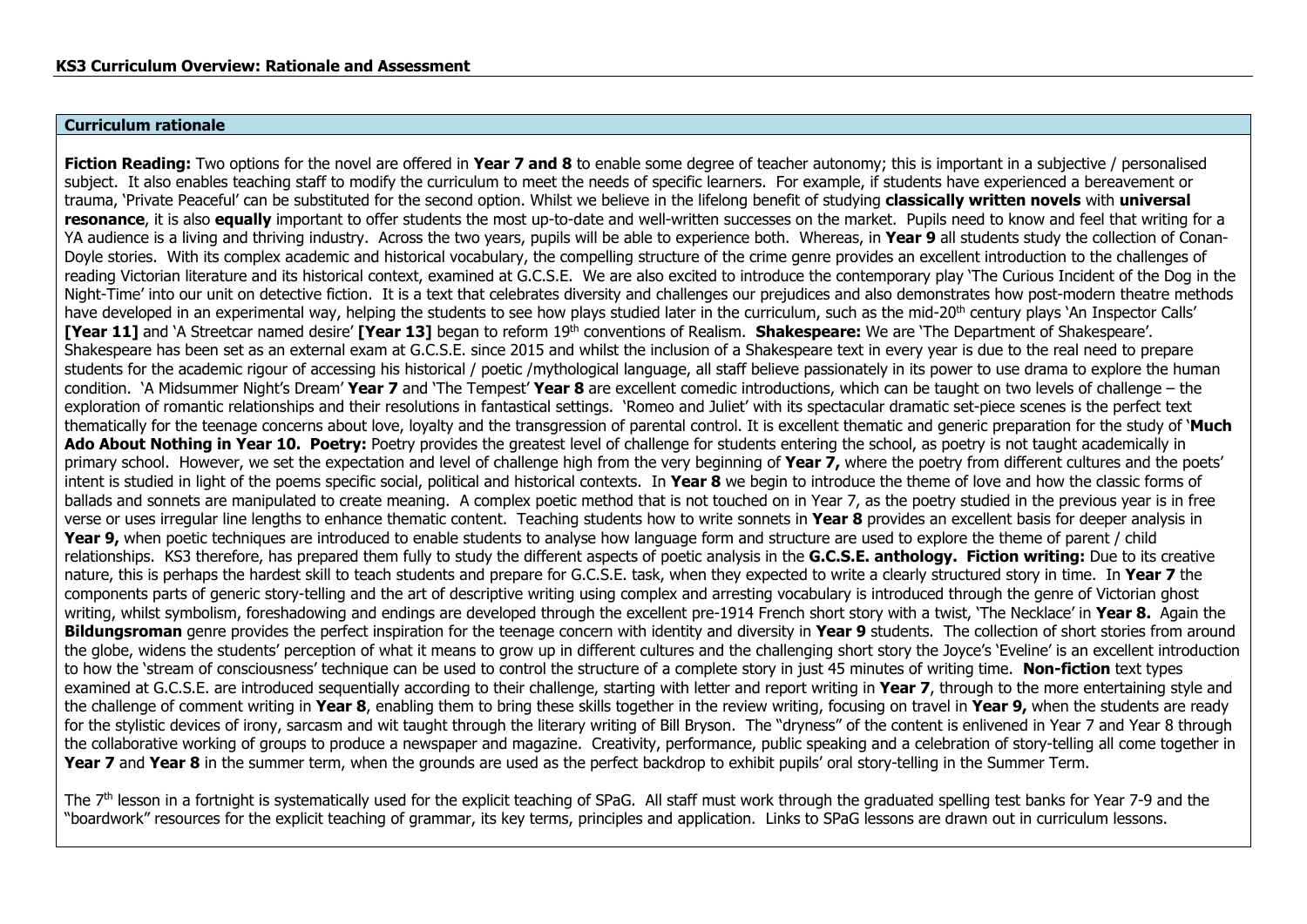## KS3 Curriculum Overview: Rationale and Assessment

### Curriculum rationale

**Fiction Reading:** Two options for the novel are offered in **Year 7 and 8** to enable some degree of teacher autonomy; this is important in a subjective / personalised subject. It also enables teaching staff to modify the curriculum to meet the needs of specific learners. For example, if students have experienced a bereavement or trauma, 'Private Peaceful' can be substituted for the second option. Whilst we believe in the lifelong benefit of studying **classically written novels** with **universal resonance**, it is also **equally** important to offer students the most up-to-date and well-written successes on the market. Pupils need to know and feel that writing for a YA audience is a living and thriving industry. Across the two years, pupils will be able to experience both. Whereas, in **Year 9** all students study the collection of Conan-Doyle stories. With its complex academic and historical vocabulary, the compelling structure of the crime genre provides an excellent introduction to the challenges of reading Victorian literature and its historical context, examined at G.C.S.E. We are also excited to introduce the contemporary play 'The Curious Incident of the Dog in the Night-Time' into our unit on detective fiction. It is a text that celebrates diversity and challenges our prejudices and also demonstrates how post-modern theatre methods have developed in an experimental way, helping the students to see how plays studied later in the curriculum, such as the mid-20th century plays 'An Inspector Calls' **[Year 11]** and 'A Streetcar named desire' **[Year 13]** began to reform 19th conventions of Realism. **Shakespeare:** We are 'The Department of Shakespeare'. Shakespeare has been set as an external exam at G.C.S.E. since 2015 and whilst the inclusion of a Shakespeare text in every year is due to the real need to prepare students for the academic rigour of accessing his historical / poetic /mythological language, all staff believe passionately in its power to use drama to explore the human condition. 'A Midsummer Night's Dream' **Year 7** and 'The Tempest' **Year 8** are excellent comedic introductions, which can be taught on two levels of challenge – the exploration of romantic relationships and their resolutions in fantastical settings. 'Romeo and Juliet' with its spectacular dramatic set-piece scenes is the perfect text thematically for the teenage concerns about love, loyalty and the transgression of parental control. It is excellent thematic and generic preparation for the study of '**Much Ado About Nothing in Year 10. Poetry:** Poetry provides the greatest level of challenge for students entering the school, as poetry is not taught academically in primary school. However, we set the expectation and level of challenge high from the very beginning of **Year 7,** where the poetry from different cultures and the poets' intent is studied in light of the poems specific social, political and historical contexts. In **Year 8** we begin to introduce the theme of love and how the classic forms of ballads and sonnets are manipulated to create meaning. A complex poetic method that is not touched on in Year 7, as the poetry studied in the previous year is in free verse or uses irregular line lengths to enhance thematic content. Teaching students how to write sonnets in **Year 8** provides an excellent basis for deeper analysis in **Year 9,** when poetic techniques are introduced to enable students to analyse how language form and structure are used to explore the theme of parent / child relationships. KS3 therefore, has prepared them fully to study the different aspects of poetic analysis in the **G.C.S.E. anthology. Fiction writing:** Due to its creative nature, this is perhaps the hardest skill to teach students and prepare for G.C.S.E. task, when they expected to write a clearly structured story in time. In **Year 7** the components parts of generic story-telling and the art of descriptive writing using complex and arresting vocabulary is introduced through the genre of Victorian ghost writing, whilst symbolism, foreshadowing and endings are developed through the excellent pre-1914 French short story with a twist, 'The Necklace' in **Year 8.** Again the **Bildungsroman** genre provides the perfect inspiration for the teenage concern with identity and diversity in **Year 9** students. The collection of short stories from around the globe, widens the students' perception of what it means to grow up in different cultures and the challenging short story the Joyce's 'Eveline' is an excellent introduction to how the 'stream of consciousness' technique can be used to control the structure of a complete story in just 45 minutes of writing time. **Non-fiction** text types examined at G.C.S.E. are introduced sequentially according to their challenge, starting with letter and report writing in **Year 7**, through to the more entertaining style and the challenge of comment writing in **Year 8**, enabling them to bring these skills together in the review writing, focusing on travel in **Year 9,** when the students are ready for the stylistic devices of irony, sarcasm and wit taught through the literary writing of Bill Bryson. The "dryness" of the content is enlivened in Year 7 and Year 8 through the collaborative working of groups to produce a newspaper and magazine. Creativity, performance, public speaking and a celebration of story-telling all come together in **Year 7** and **Year 8** in the summer term, when the grounds are used as the perfect backdrop to exhibit pupils' oral story-telling in the Summer Term.

The 7th lesson in a fortnight is systematically used for the explicit teaching of SPaG. All staff must work through the graduated spelling test banks for Year 7-9 and the "boardwork" resources for the explicit teaching of grammar, its key terms, principles and application. Links to SPaG lessons are drawn out in curriculum lessons.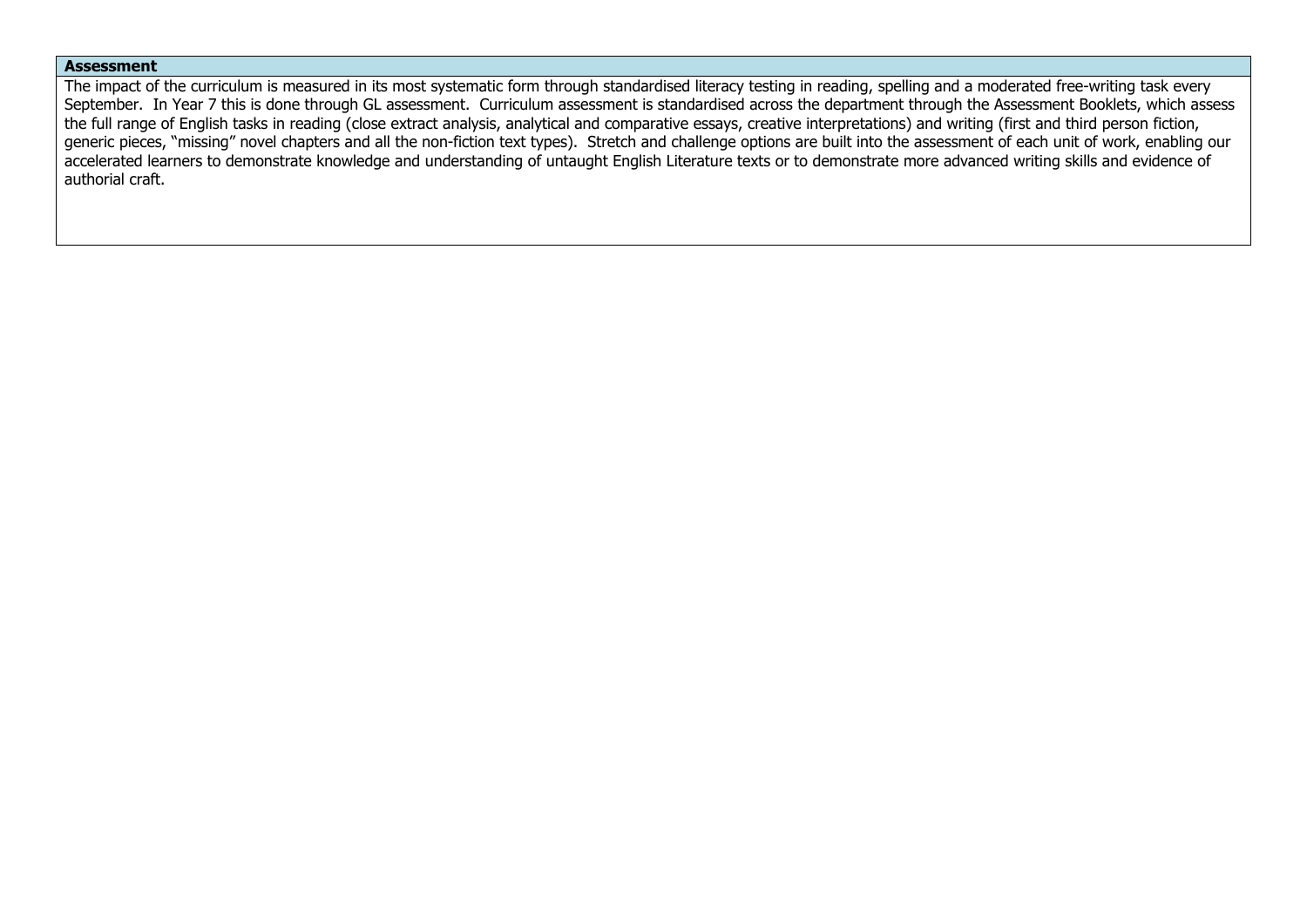| **Assessment** |
| --- |
| The impact of the curriculum is measured in its most systematic form through standardised literacy testing in reading, spelling and a moderated free-writing task every September. In Year 7 this is done through GL assessment. Curriculum assessment is standardised across the department through the Assessment Booklets, which assess the full range of English tasks in reading (close extract analysis, analytical and comparative essays, creative interpretations) and writing (first and third person fiction, generic pieces, "missing" novel chapters and all the non-fiction text types). Stretch and challenge options are built into the assessment of each unit of work, enabling our accelerated learners to demonstrate knowledge and understanding of untaught English Literature texts or to demonstrate more advanced writing skills and evidence of authorial craft. |